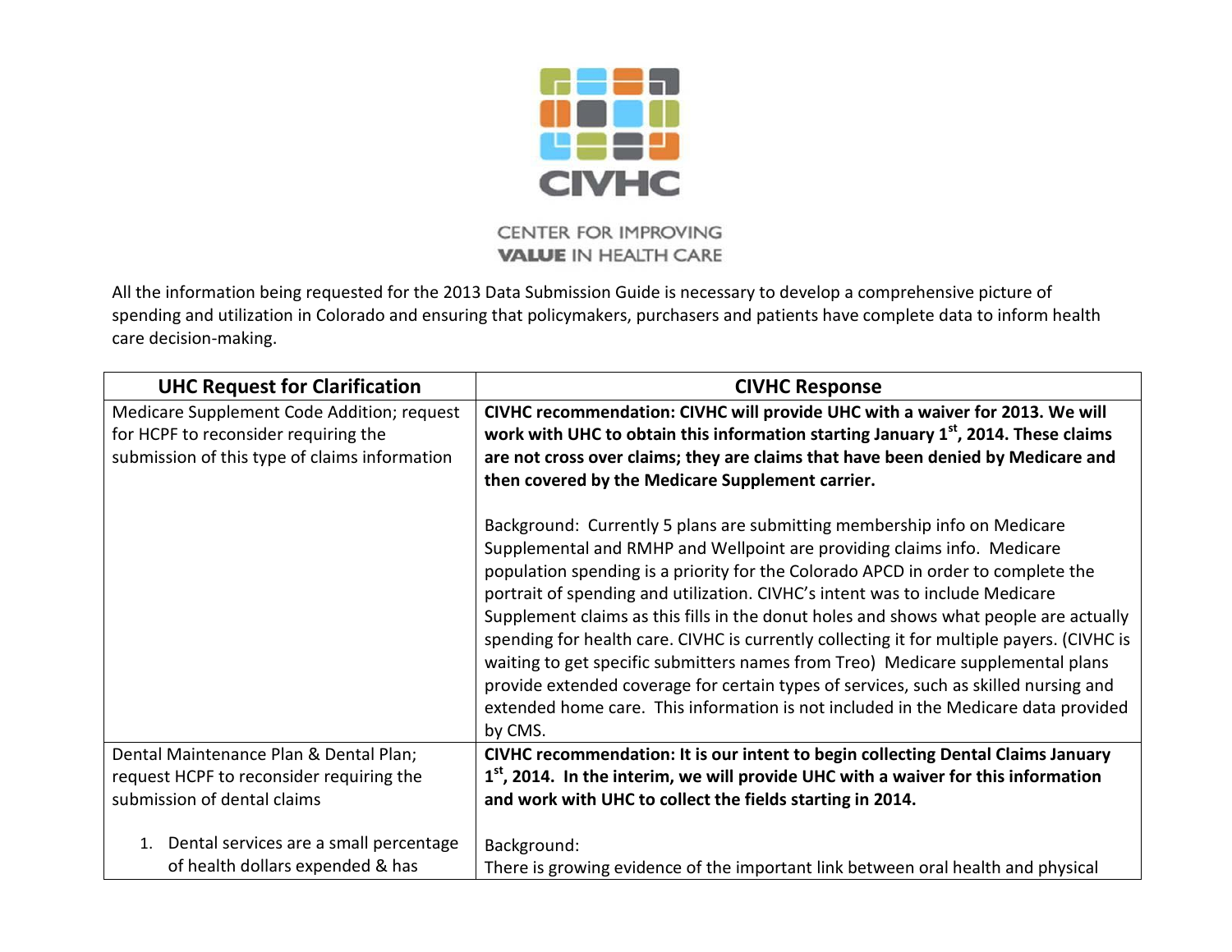CIVHC

CENTER FOR IMPROVING **VALUE** IN HEALTH CARE

All the information being requested for the 2013 Data Submission Guide is necessary to develop a comprehensive picture of spending and utilization in Colorado and ensuring that policymakers, purchasers and patients have complete data to inform health care decision-making.

| UHC Request for Clarification | CIVHC Response |
| --- | --- |
| Medicare Supplement Code Addition; request for HCPF to reconsider requiring the submission of this type of claims information | **CIVHC recommendation: CIVHC will provide UHC with a waiver for 2013. We will work with UHC to obtain this information starting January 1st, 2014. These claims are not cross over claims; they are claims that have been denied by Medicare and then covered by the Medicare Supplement carrier.**<br><br>Background: Currently 5 plans are submitting membership info on Medicare Supplemental and RMHP and Wellpoint are providing claims info. Medicare population spending is a priority for the Colorado APCD in order to complete the portrait of spending and utilization. CIVHC's intent was to include Medicare Supplement claims as this fills in the donut holes and shows what people are actually spending for health care. CIVHC is currently collecting it for multiple payers. (CIVHC is waiting to get specific submitters names from Treo) Medicare supplemental plans provide extended coverage for certain types of services, such as skilled nursing and extended home care. This information is not included in the Medicare data provided by CMS. |
| Dental Maintenance Plan & Dental Plan; request HCPF to reconsider requiring the submission of dental claims<br><br>1. Dental services are a small percentage of health dollars expended & has | **CIVHC recommendation: It is our intent to begin collecting Dental Claims January 1st, 2014. In the interim, we will provide UHC with a waiver for this information and work with UHC to collect the fields starting in 2014.**<br><br>Background:<br>There is growing evidence of the important link between oral health and physical |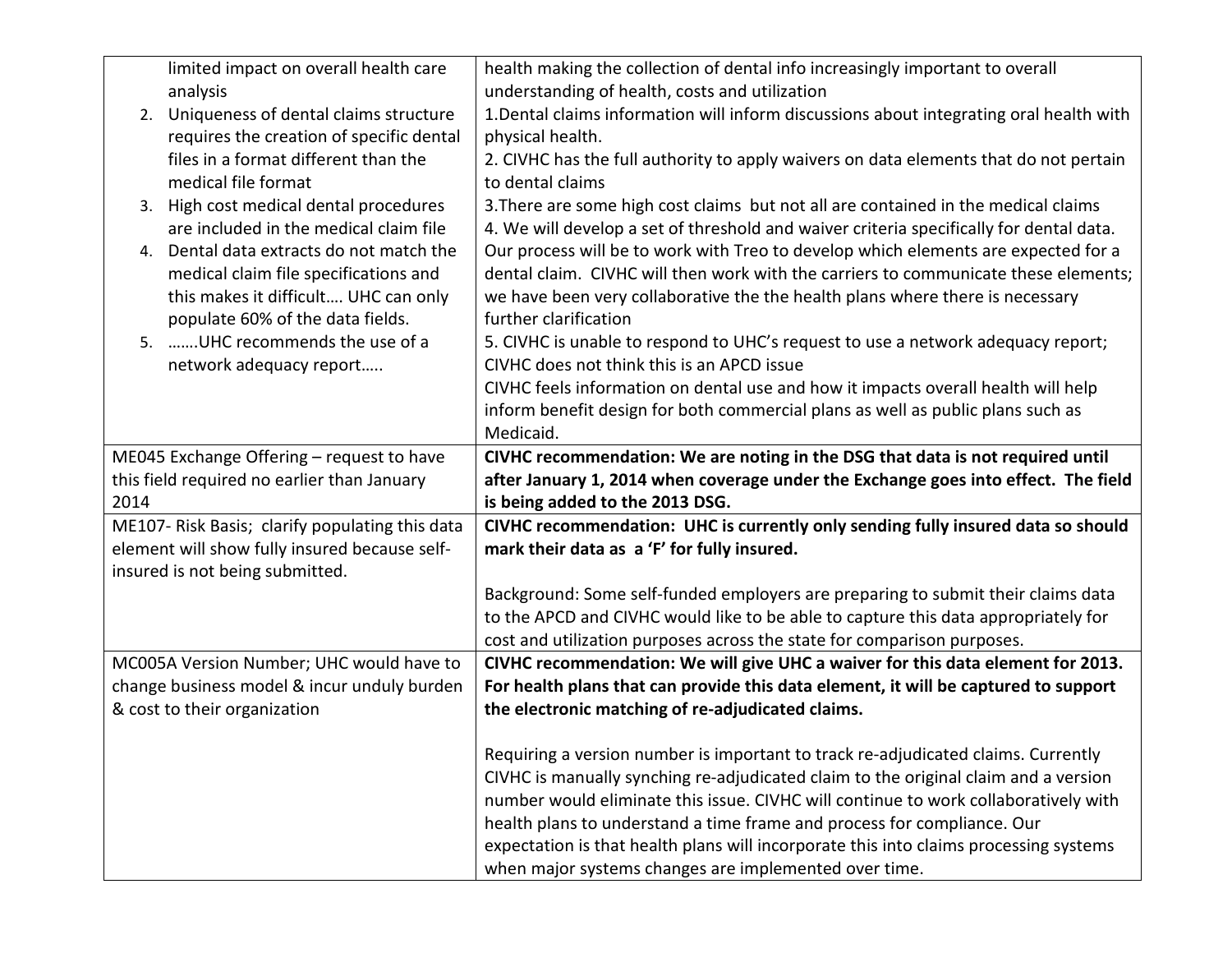| | |
|---|---|
| limited impact on overall health care analysis<br>2. Uniqueness of dental claims structure requires the creation of specific dental files in a format different than the medical file format<br>3. High cost medical dental procedures are included in the medical claim file<br>4. Dental data extracts do not match the medical claim file specifications and this makes it difficult…. UHC can only populate 60% of the data fields.<br>5. …….UHC recommends the use of a network adequacy report….. | health making the collection of dental info increasingly important to overall understanding of health, costs and utilization<br>1.Dental claims information will inform discussions about integrating oral health with physical health.<br>2. CIVHC has the full authority to apply waivers on data elements that do not pertain to dental claims<br>3.There are some high cost claims but not all are contained in the medical claims<br>4. We will develop a set of threshold and waiver criteria specifically for dental data. Our process will be to work with Treo to develop which elements are expected for a dental claim. CIVHC will then work with the carriers to communicate these elements; we have been very collaborative the the health plans where there is necessary further clarification<br>5. CIVHC is unable to respond to UHC's request to use a network adequacy report; CIVHC does not think this is an APCD issue<br>CIVHC feels information on dental use and how it impacts overall health will help inform benefit design for both commercial plans as well as public plans such as Medicaid. |
| ME045 Exchange Offering – request to have this field required no earlier than January 2014 | **CIVHC recommendation: We are noting in the DSG that data is not required until after January 1, 2014 when coverage under the Exchange goes into effect. The field is being added to the 2013 DSG.** |
| ME107- Risk Basis; clarify populating this data element will show fully insured because self-insured is not being submitted. | **CIVHC recommendation: UHC is currently only sending fully insured data so should mark their data as a 'F' for fully insured.**<br><br>Background: Some self-funded employers are preparing to submit their claims data to the APCD and CIVHC would like to be able to capture this data appropriately for cost and utilization purposes across the state for comparison purposes. |
| MC005A Version Number; UHC would have to change business model & incur unduly burden & cost to their organization | **CIVHC recommendation: We will give UHC a waiver for this data element for 2013. For health plans that can provide this data element, it will be captured to support the electronic matching of re-adjudicated claims.**<br><br>Requiring a version number is important to track re-adjudicated claims. Currently CIVHC is manually synching re-adjudicated claim to the original claim and a version number would eliminate this issue. CIVHC will continue to work collaboratively with health plans to understand a time frame and process for compliance. Our expectation is that health plans will incorporate this into claims processing systems when major systems changes are implemented over time. |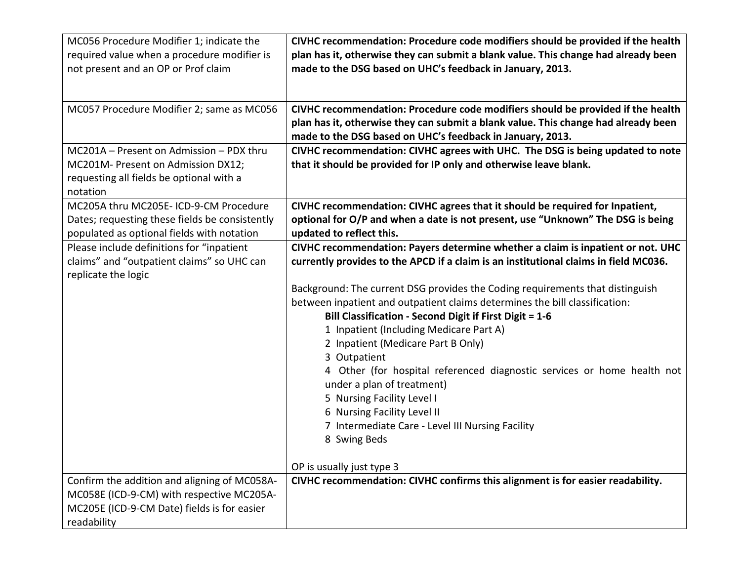| | |
|---|---|
| MC056 Procedure Modifier 1; indicate the required value when a procedure modifier is not present and an OP or Prof claim | **CIVHC recommendation: Procedure code modifiers should be provided if the health plan has it, otherwise they can submit a blank value. This change had already been made to the DSG based on UHC's feedback in January, 2013.** |
| MC057 Procedure Modifier 2; same as MC056 | **CIVHC recommendation: Procedure code modifiers should be provided if the health plan has it, otherwise they can submit a blank value. This change had already been made to the DSG based on UHC's feedback in January, 2013.** |
| MC201A – Present on Admission – PDX thru MC201M- Present on Admission DX12; requesting all fields be optional with a notation | **CIVHC recommendation: CIVHC agrees with UHC. The DSG is being updated to note that it should be provided for IP only and otherwise leave blank.** |
| MC205A thru MC205E- ICD-9-CM Procedure Dates; requesting these fields be consistently populated as optional fields with notation | **CIVHC recommendation: CIVHC agrees that it should be required for Inpatient, optional for O/P and when a date is not present, use "Unknown" The DSG is being updated to reflect this.** |
| Please include definitions for "inpatient claims" and "outpatient claims" so UHC can replicate the logic | **CIVHC recommendation: Payers determine whether a claim is inpatient or not. UHC currently provides to the APCD if a claim is an institutional claims in field MC036.**<br><br>Background: The current DSG provides the Coding requirements that distinguish between inpatient and outpatient claims determines the bill classification:<br>**Bill Classification - Second Digit if First Digit = 1-6**<br>1 Inpatient (Including Medicare Part A)<br>2 Inpatient (Medicare Part B Only)<br>3 Outpatient<br>4 Other (for hospital referenced diagnostic services or home health not under a plan of treatment)<br>5 Nursing Facility Level I<br>6 Nursing Facility Level II<br>7 Intermediate Care - Level III Nursing Facility<br>8 Swing Beds<br><br>OP is usually just type 3 |
| Confirm the addition and aligning of MC058A-MC058E (ICD-9-CM) with respective MC205A-MC205E (ICD-9-CM Date) fields is for easier readability | **CIVHC recommendation: CIVHC confirms this alignment is for easier readability.** |